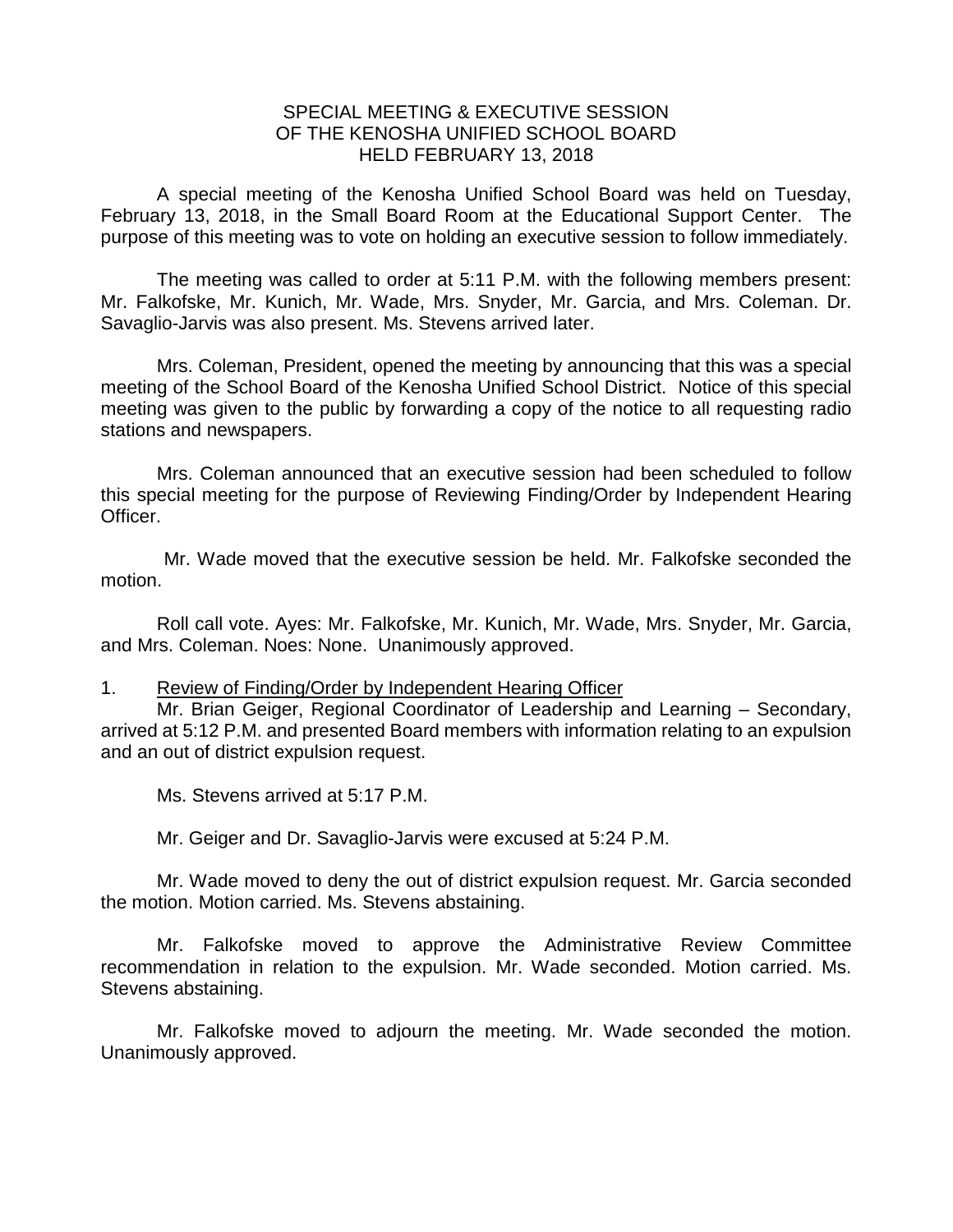# SPECIAL MEETING & EXECUTIVE SESSION OF THE KENOSHA UNIFIED SCHOOL BOARD HELD FEBRUARY 13, 2018

A special meeting of the Kenosha Unified School Board was held on Tuesday, February 13, 2018, in the Small Board Room at the Educational Support Center. The purpose of this meeting was to vote on holding an executive session to follow immediately.

The meeting was called to order at 5:11 P.M. with the following members present: Mr. Falkofske, Mr. Kunich, Mr. Wade, Mrs. Snyder, Mr. Garcia, and Mrs. Coleman. Dr. Savaglio-Jarvis was also present. Ms. Stevens arrived later.

Mrs. Coleman, President, opened the meeting by announcing that this was a special meeting of the School Board of the Kenosha Unified School District. Notice of this special meeting was given to the public by forwarding a copy of the notice to all requesting radio stations and newspapers.

Mrs. Coleman announced that an executive session had been scheduled to follow this special meeting for the purpose of Reviewing Finding/Order by Independent Hearing Officer.

Mr. Wade moved that the executive session be held. Mr. Falkofske seconded the motion.

Roll call vote. Ayes: Mr. Falkofske, Mr. Kunich, Mr. Wade, Mrs. Snyder, Mr. Garcia, and Mrs. Coleman. Noes: None. Unanimously approved.

1. Review of Finding/Order by Independent Hearing Officer

Mr. Brian Geiger, Regional Coordinator of Leadership and Learning – Secondary, arrived at 5:12 P.M. and presented Board members with information relating to an expulsion and an out of district expulsion request.

Ms. Stevens arrived at 5:17 P.M.

Mr. Geiger and Dr. Savaglio-Jarvis were excused at 5:24 P.M.

Mr. Wade moved to deny the out of district expulsion request. Mr. Garcia seconded the motion. Motion carried. Ms. Stevens abstaining.

Mr. Falkofske moved to approve the Administrative Review Committee recommendation in relation to the expulsion. Mr. Wade seconded. Motion carried. Ms. Stevens abstaining.

Mr. Falkofske moved to adjourn the meeting. Mr. Wade seconded the motion. Unanimously approved.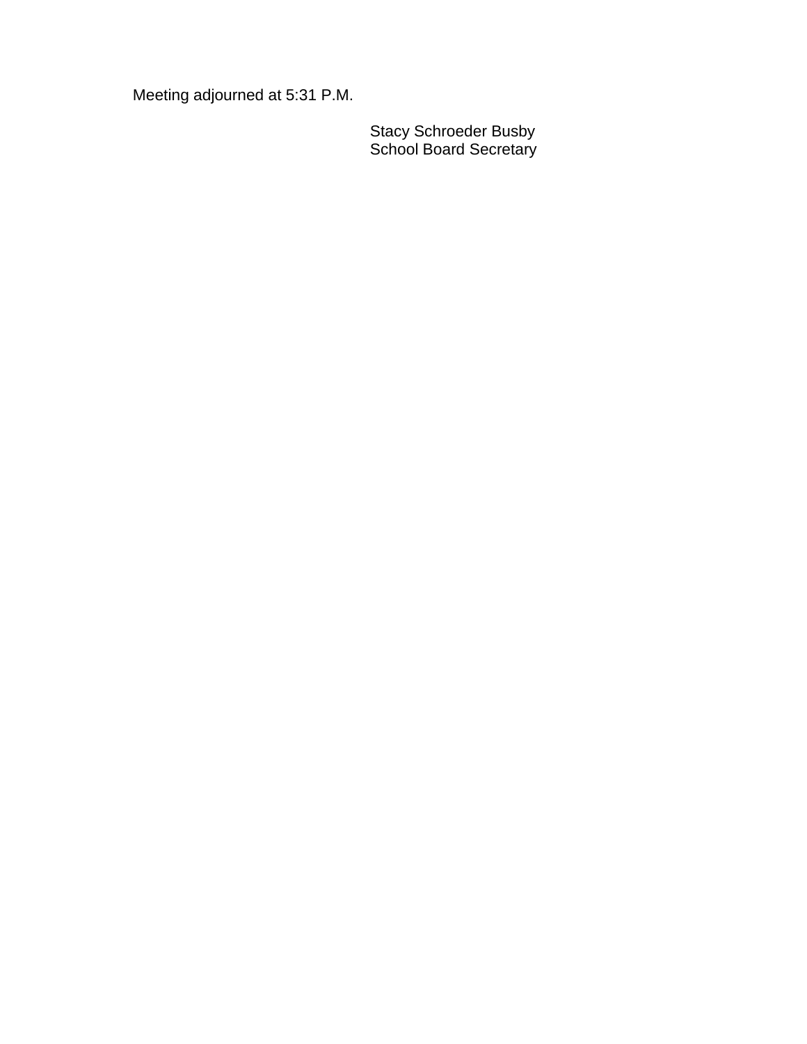Meeting adjourned at 5:31 P.M.

Stacy Schroeder Busby
School Board Secretary